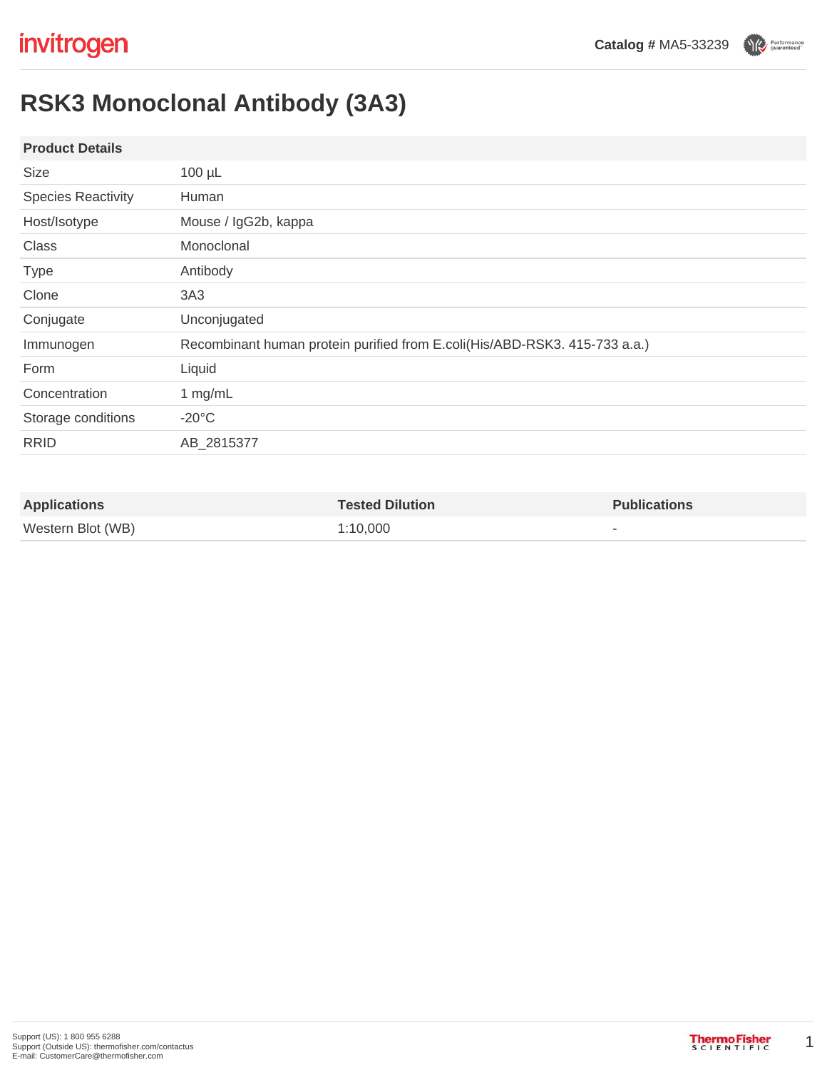Catalog # MA5-33239

# RSK3 Monoclonal Antibody (3A3)

| Product Details | |
|---|---|
| Size | 100 µL |
| Species Reactivity | Human |
| Host/Isotype | Mouse / IgG2b, kappa |
| Class | Monoclonal |
| Type | Antibody |
| Clone | 3A3 |
| Conjugate | Unconjugated |
| Immunogen | Recombinant human protein purified from E.coli(His/ABD-RSK3. 415-733 a.a.) |
| Form | Liquid |
| Concentration | 1 mg/mL |
| Storage conditions | -20°C |
| RRID | AB_2815377 |

| Applications | Tested Dilution | Publications |
|---|---|---|
| Western Blot (WB) | 1:10,000 | - |

Support (US): 1 800 955 6288
Support (Outside US): thermofisher.com/contactus
E-mail: CustomerCare@thermofisher.com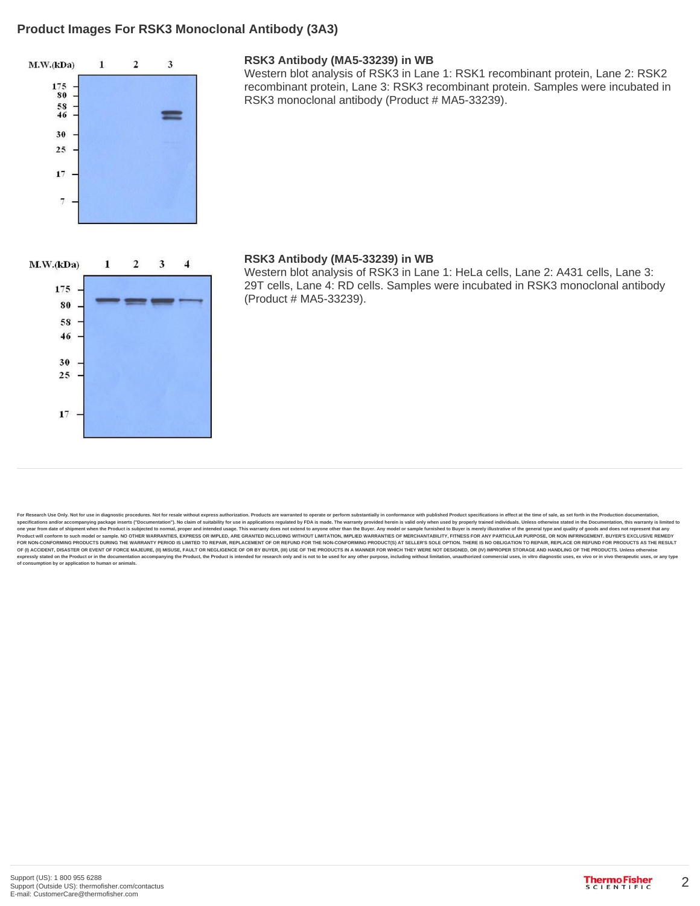## Product Images For RSK3 Monoclonal Antibody (3A3)

M.W.(kDa) 1 2 3

175
80
58
46
30
25
17
7

**RSK3 Antibody (MA5-33239) in WB**

Western blot analysis of RSK3 in Lane 1: RSK1 recombinant protein, Lane 2: RSK2 recombinant protein, Lane 3: RSK3 recombinant protein. Samples were incubated in RSK3 monoclonal antibody (Product # MA5-33239).

M.W.(kDa) 1 2 3 4

175
80
58
46
30
25
17

**RSK3 Antibody (MA5-33239) in WB**

Western blot analysis of RSK3 in Lane 1: HeLa cells, Lane 2: A431 cells, Lane 3: 29T cells, Lane 4: RD cells. Samples were incubated in RSK3 monoclonal antibody (Product # MA5-33239).

---

For Research Use Only. Not for use in diagnostic procedures. Not for resale without express authorization. Products are warranted to operate or perform substantially in conformance with published Product specifications in effect at the time of sale, as set forth in the Production documentation, specifications and/or accompanying package inserts ("Documentation"). No claim of suitability for use in applications regulated by FDA is made. The warranty provided herein is valid only when used by properly trained individuals. Unless otherwise stated in the Documentation, this warranty is limited to one year from date of shipment when the Product is subjected to normal, proper and intended usage. This warranty does not extend to anyone other than the Buyer. Any model or sample furnished to Buyer is merely illustrative of the general type and quality of goods and does not represent that any Product will conform to such model or sample. NO OTHER WARRANTIES, EXPRESS OR IMPLED, ARE GRANTED INCLUDING WITHOUT LIMITATION, IMPLIED WARRANTIES OF MERCHANTABILITY, FITNESS FOR ANY PARTICULAR PURPOSE, OR NON INFRINGEMENT. BUYER'S EXCLUSIVE REMEDY FOR NON-CONFORMING PRODUCTS DURING THE WARRANTY PERIOD IS LIMITED TO REPAIR, REPLACEMENT OF OR REFUND FOR THE NON-CONFORMING PRODUCT(S) AT SELLER'S SOLE OPTION. THERE IS NO OBLIGATION TO REPAIR, REPLACE OR REFUND FOR PRODUCTS AS THE RESULT OF (I) ACCIDENT, DISASTER OR EVENT OF FORCE MAJEURE, (II) MISUSE, FAULT OR NEGLIGENCE OF OR BY BUYER, (III) USE OF THE PRODUCTS IN A MANNER FOR WHICH THEY WERE NOT DESIGNED, OR (IV) IMPROPER STORAGE AND HANDLING OF THE PRODUCTS. Unless otherwise expressly stated on the Product or in the documentation accompanying the Product, the Product is intended for research only and is not to be used for any other purpose, including without limitation, unauthorized commercial uses, in vitro diagnostic uses, ex vivo or in vivo therapeutic uses, or any type of consumption by or application to human or animals.

Support (US): 1 800 955 6288
Support (Outside US): thermofisher.com/contactus
E-mail: CustomerCare@thermofisher.com